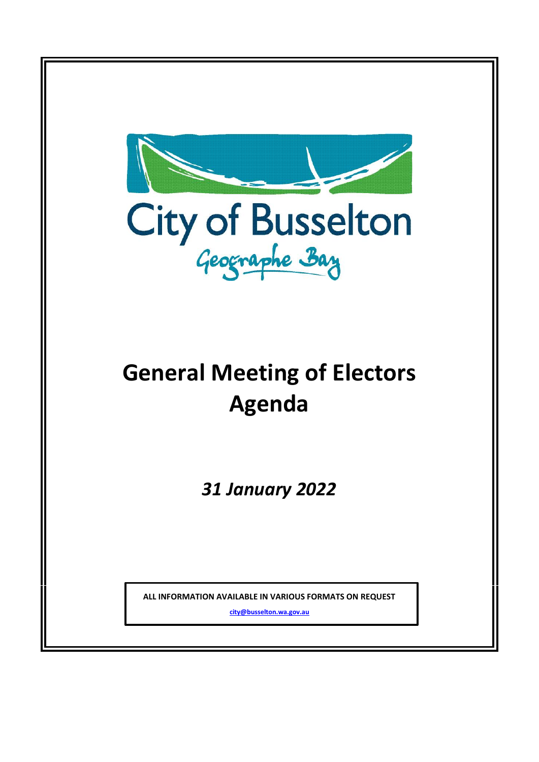City of Busselton

Geographe Bay

# General Meeting of Electors Agenda

*31 January 2022*

**ALL INFORMATION AVAILABLE IN VARIOUS FORMATS ON REQUEST**

**city@busselton.wa.gov.au**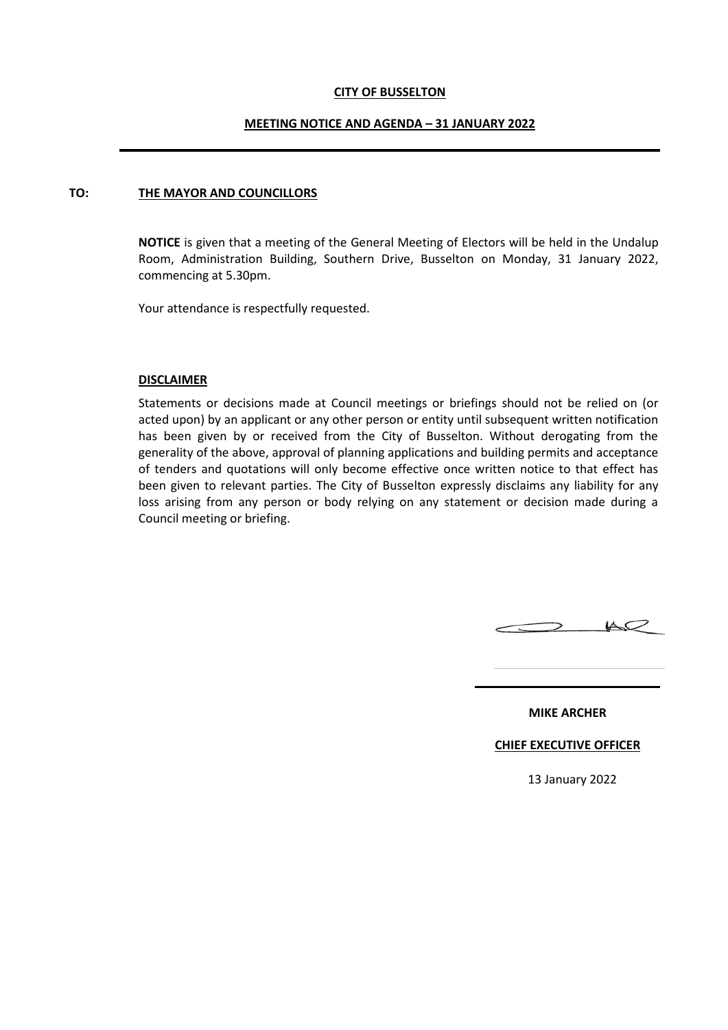**CITY OF BUSSELTON**

**MEETING NOTICE AND AGENDA – 31 JANUARY 2022**

---

**TO: THE MAYOR AND COUNCILLORS**

**NOTICE** is given that a meeting of the General Meeting of Electors will be held in the Undalup Room, Administration Building, Southern Drive, Busselton on Monday, 31 January 2022, commencing at 5.30pm.

Your attendance is respectfully requested.

**DISCLAIMER**

Statements or decisions made at Council meetings or briefings should not be relied on (or acted upon) by an applicant or any other person or entity until subsequent written notification has been given by or received from the City of Busselton. Without derogating from the generality of the above, approval of planning applications and building permits and acceptance of tenders and quotations will only become effective once written notice to that effect has been given to relevant parties. The City of Busselton expressly disclaims any liability for any loss arising from any person or body relying on any statement or decision made during a Council meeting or briefing.

**MIKE ARCHER**

**CHIEF EXECUTIVE OFFICER**

13 January 2022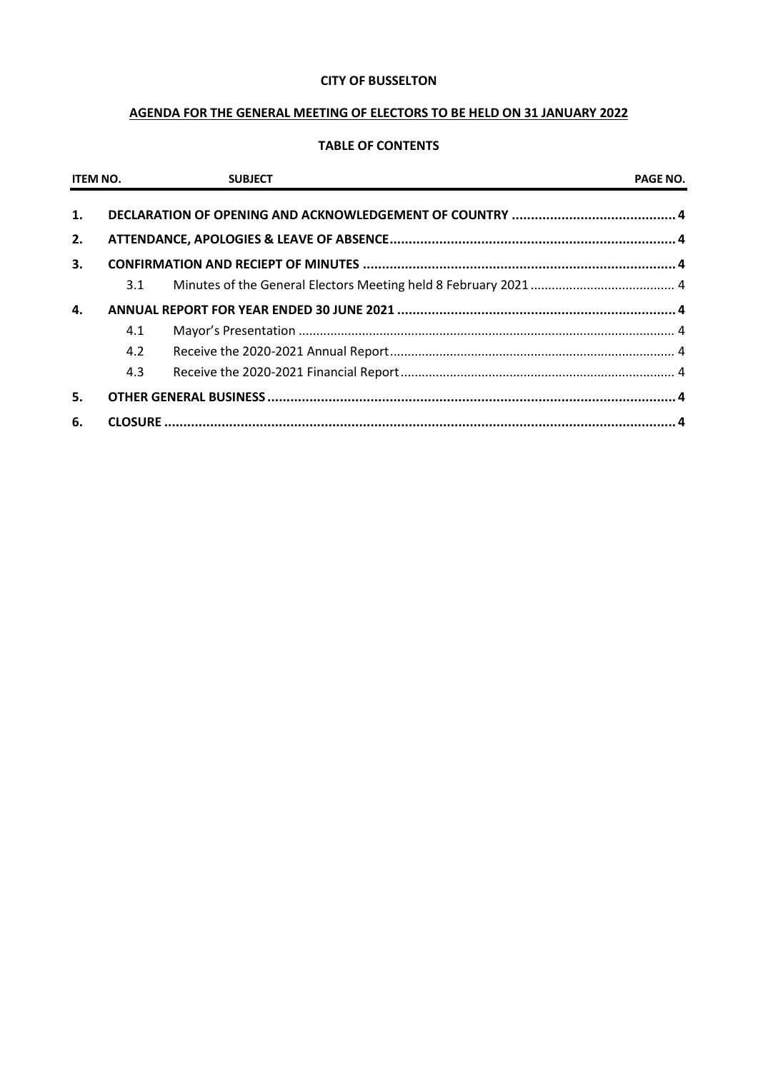**CITY OF BUSSELTON**

**AGENDA FOR THE GENERAL MEETING OF ELECTORS TO BE HELD ON 31 JANUARY 2022**

**TABLE OF CONTENTS**

| ITEM NO. | SUBJECT | PAGE NO. |
|---|---|---|
| **1.** | **DECLARATION OF OPENING AND ACKNOWLEDGEMENT OF COUNTRY** | **4** |
| **2.** | **ATTENDANCE, APOLOGIES & LEAVE OF ABSENCE** | **4** |
| **3.** | **CONFIRMATION AND RECIEPT OF MINUTES** | **4** |
| 3.1 | Minutes of the General Electors Meeting held 8 February 2021 | 4 |
| **4.** | **ANNUAL REPORT FOR YEAR ENDED 30 JUNE 2021** | **4** |
| 4.1 | Mayor's Presentation | 4 |
| 4.2 | Receive the 2020-2021 Annual Report | 4 |
| 4.3 | Receive the 2020-2021 Financial Report | 4 |
| **5.** | **OTHER GENERAL BUSINESS** | **4** |
| **6.** | **CLOSURE** | **4** |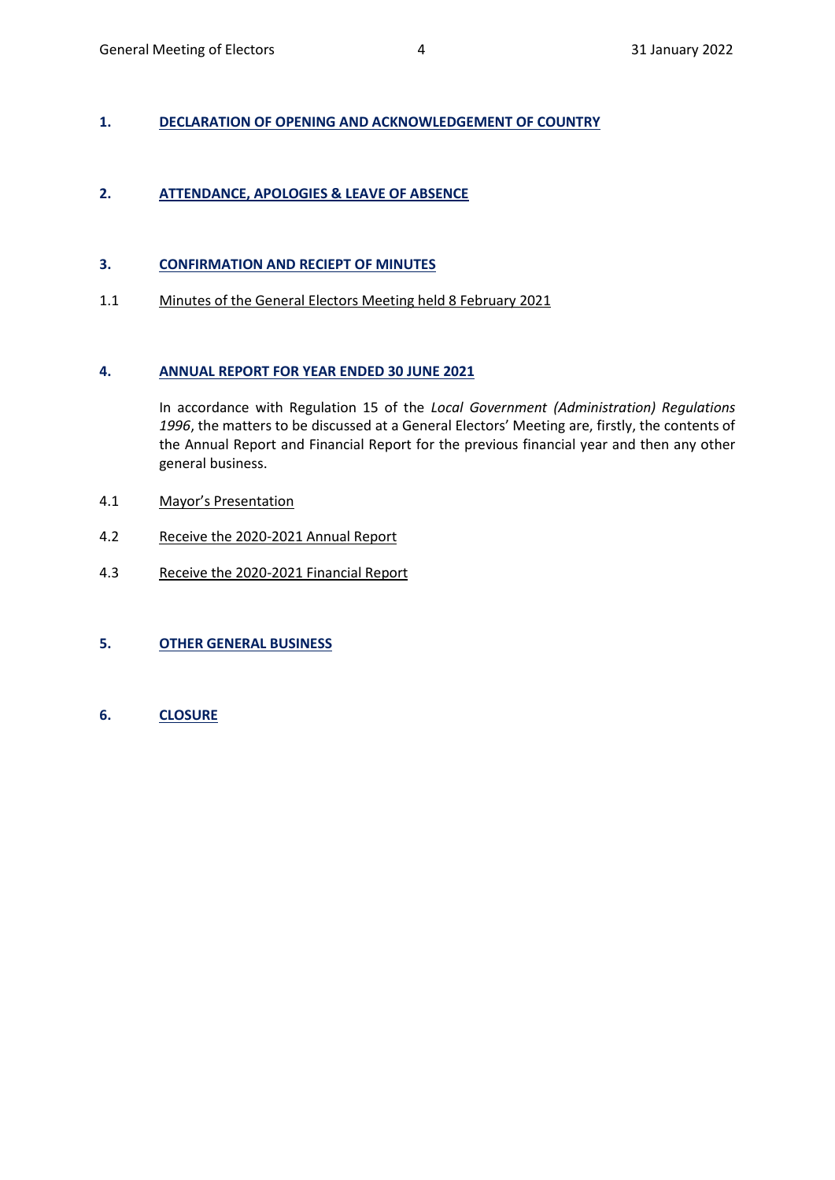## 1. DECLARATION OF OPENING AND ACKNOWLEDGEMENT OF COUNTRY

## 2. ATTENDANCE, APOLOGIES & LEAVE OF ABSENCE

## 3. CONFIRMATION AND RECIEPT OF MINUTES

1.1 Minutes of the General Electors Meeting held 8 February 2021

## 4. ANNUAL REPORT FOR YEAR ENDED 30 JUNE 2021

In accordance with Regulation 15 of the *Local Government (Administration) Regulations 1996*, the matters to be discussed at a General Electors' Meeting are, firstly, the contents of the Annual Report and Financial Report for the previous financial year and then any other general business.

4.1 Mayor's Presentation

4.2 Receive the 2020-2021 Annual Report

4.3 Receive the 2020-2021 Financial Report

## 5. OTHER GENERAL BUSINESS

## 6. CLOSURE